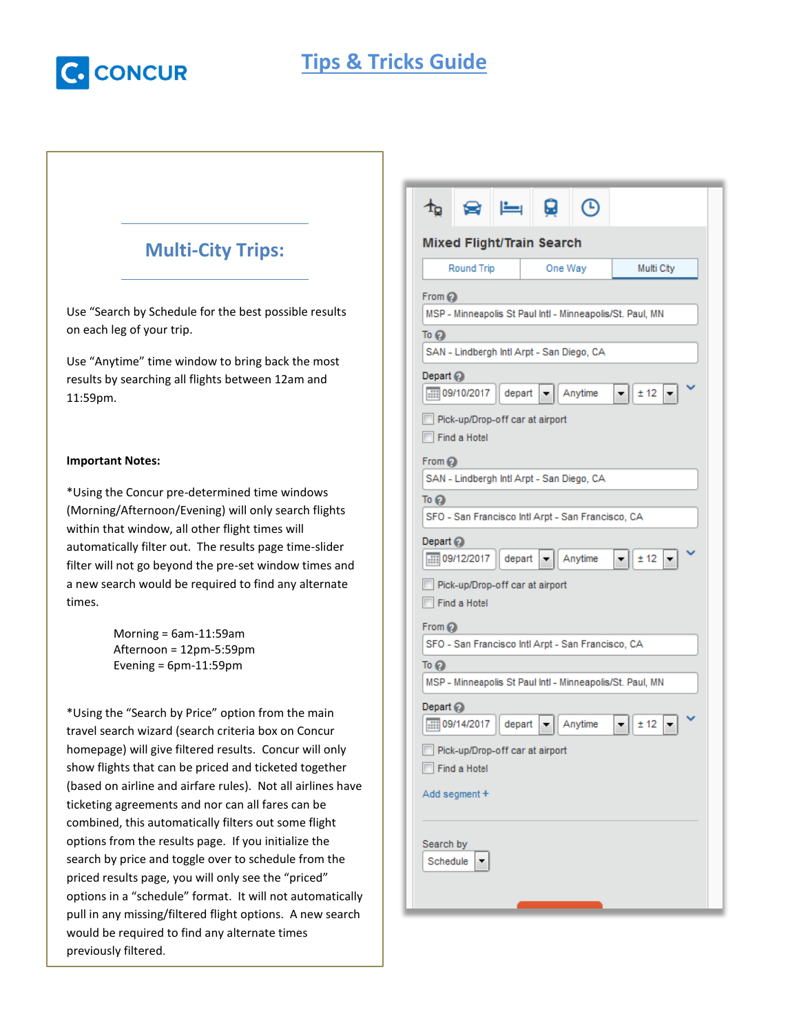CONCUR

# Tips & Tricks Guide

## Multi-City Trips:

Use “Search by Schedule for the best possible results on each leg of your trip.

Use “Anytime” time window to bring back the most results by searching all flights between 12am and 11:59pm.

**Important Notes:**

*Using the Concur pre-determined time windows (Morning/Afternoon/Evening) will only search flights within that window, all other flight times will automatically filter out. The results page time-slider filter will not go beyond the pre-set window times and a new search would be required to find any alternate times.

Morning = 6am-11:59am
Afternoon = 12pm-5:59pm
Evening = 6pm-11:59pm

*Using the “Search by Price” option from the main travel search wizard (search criteria box on Concur homepage) will give filtered results. Concur will only show flights that can be priced and ticketed together (based on airline and airfare rules). Not all airlines have ticketing agreements and nor can all fares can be combined, this automatically filters out some flight options from the results page. If you initialize the search by price and toggle over to schedule from the priced results page, you will only see the “priced” options in a “schedule” format. It will not automatically pull in any missing/filtered flight options. A new search would be required to find any alternate times previously filtered.

**Mixed Flight/Train Search**

Round Trip | One Way | Multi City

From: MSP - Minneapolis St Paul Intl - Minneapolis/St. Paul, MN
To: SAN - Lindbergh Intl Arpt - San Diego, CA
Depart: 09/10/2017 depart Anytime ± 12
Pick-up/Drop-off car at airport
Find a Hotel

From: SAN - Lindbergh Intl Arpt - San Diego, CA
To: SFO - San Francisco Intl Arpt - San Francisco, CA
Depart: 09/12/2017 depart Anytime ± 12
Pick-up/Drop-off car at airport
Find a Hotel

From: SFO - San Francisco Intl Arpt - San Francisco, CA
To: MSP - Minneapolis St Paul Intl - Minneapolis/St. Paul, MN
Depart: 09/14/2017 depart Anytime ± 12
Pick-up/Drop-off car at airport
Find a Hotel

Add segment +

Search by: Schedule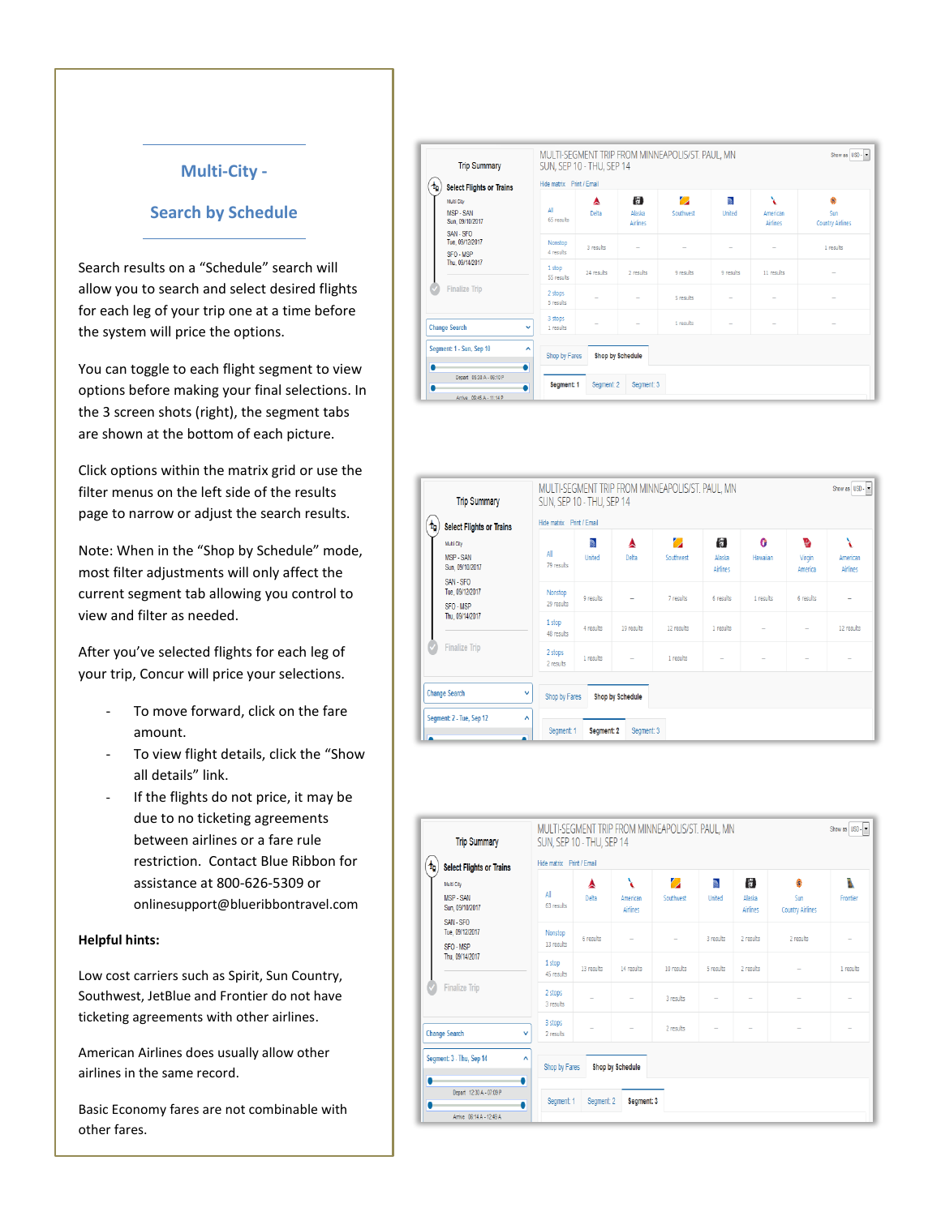## Multi-City - Search by Schedule

Search results on a "Schedule" search will allow you to search and select desired flights for each leg of your trip one at a time before the system will price the options.

You can toggle to each flight segment to view options before making your final selections. In the 3 screen shots (right), the segment tabs are shown at the bottom of each picture.

Click options within the matrix grid or use the filter menus on the left side of the results page to narrow or adjust the search results.

Note: When in the "Shop by Schedule" mode, most filter adjustments will only affect the current segment tab allowing you control to view and filter as needed.

After you've selected flights for each leg of your trip, Concur will price your selections.

- To move forward, click on the fare amount.
- To view flight details, click the "Show all details" link.
- If the flights do not price, it may be due to no ticketing agreements between airlines or a fare rule restriction. Contact Blue Ribbon for assistance at 800-626-5309 or onlinesupport@blueribbontravel.com

**Helpful hints:**

Low cost carriers such as Spirit, Sun Country, Southwest, JetBlue and Frontier do not have ticketing agreements with other airlines.

American Airlines does usually allow other airlines in the same record.

Basic Economy fares are not combinable with other fares.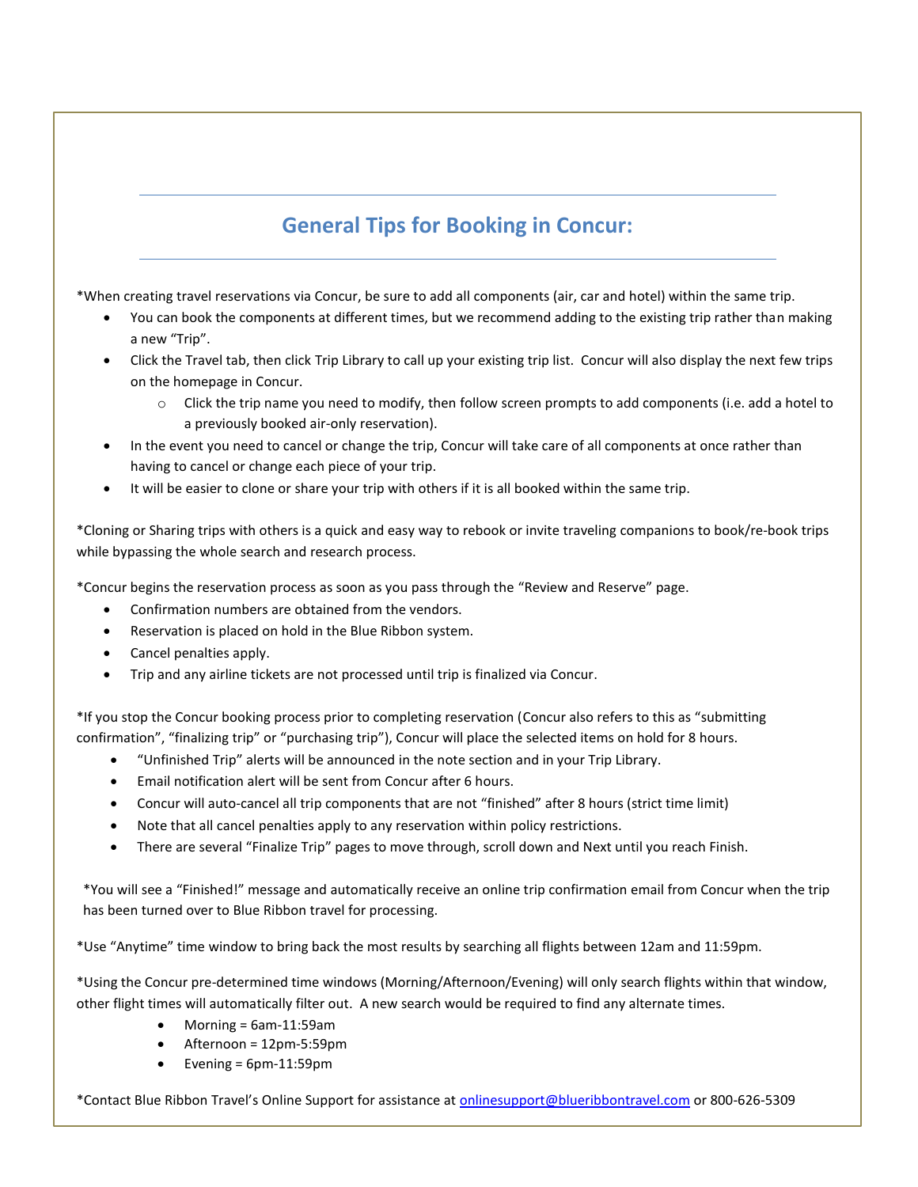## General Tips for Booking in Concur:

*When creating travel reservations via Concur, be sure to add all components (air, car and hotel) within the same trip.

- You can book the components at different times, but we recommend adding to the existing trip rather than making a new "Trip".
- Click the Travel tab, then click Trip Library to call up your existing trip list. Concur will also display the next few trips on the homepage in Concur.
  - Click the trip name you need to modify, then follow screen prompts to add components (i.e. add a hotel to a previously booked air-only reservation).
- In the event you need to cancel or change the trip, Concur will take care of all components at once rather than having to cancel or change each piece of your trip.
- It will be easier to clone or share your trip with others if it is all booked within the same trip.

*Cloning or Sharing trips with others is a quick and easy way to rebook or invite traveling companions to book/re-book trips while bypassing the whole search and research process.

*Concur begins the reservation process as soon as you pass through the "Review and Reserve" page.

- Confirmation numbers are obtained from the vendors.
- Reservation is placed on hold in the Blue Ribbon system.
- Cancel penalties apply.
- Trip and any airline tickets are not processed until trip is finalized via Concur.

*If you stop the Concur booking process prior to completing reservation (Concur also refers to this as "submitting confirmation", "finalizing trip" or "purchasing trip"), Concur will place the selected items on hold for 8 hours.

- "Unfinished Trip" alerts will be announced in the note section and in your Trip Library.
- Email notification alert will be sent from Concur after 6 hours.
- Concur will auto-cancel all trip components that are not "finished" after 8 hours (strict time limit)
- Note that all cancel penalties apply to any reservation within policy restrictions.
- There are several "Finalize Trip" pages to move through, scroll down and Next until you reach Finish.

*You will see a "Finished!" message and automatically receive an online trip confirmation email from Concur when the trip has been turned over to Blue Ribbon travel for processing.

*Use "Anytime" time window to bring back the most results by searching all flights between 12am and 11:59pm.

*Using the Concur pre-determined time windows (Morning/Afternoon/Evening) will only search flights within that window, other flight times will automatically filter out. A new search would be required to find any alternate times.

- Morning = 6am-11:59am
- Afternoon = 12pm-5:59pm
- Evening = 6pm-11:59pm

*Contact Blue Ribbon Travel's Online Support for assistance at onlinesupport@blueribbontravel.com or 800-626-5309